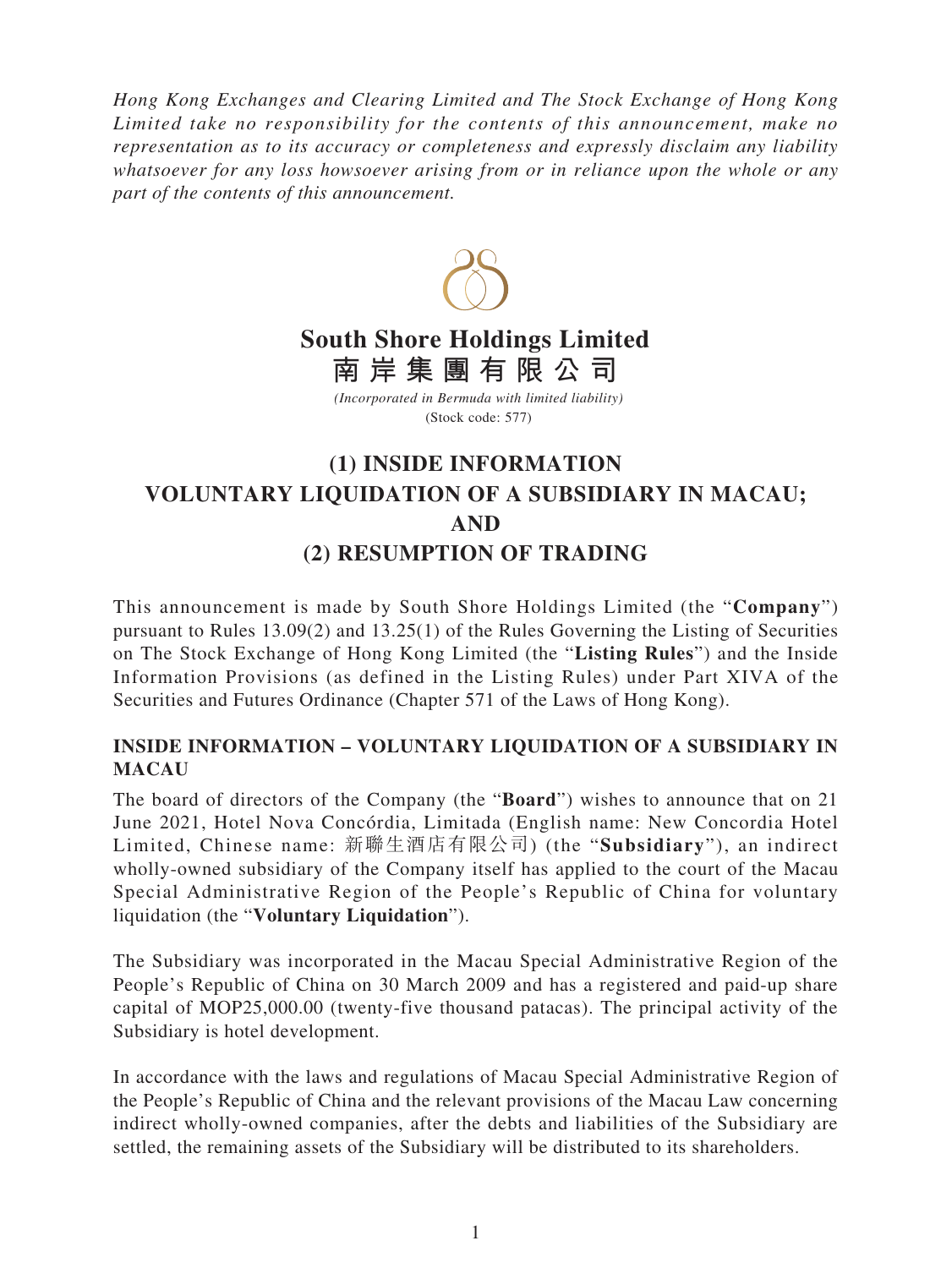*Hong Kong Exchanges and Clearing Limited and The Stock Exchange of Hong Kong Limited take no responsibility for the contents of this announcement, make no representation as to its accuracy or completeness and expressly disclaim any liability whatsoever for any loss howsoever arising from or in reliance upon the whole or any part of the contents of this announcement.*

**South Shore Holdings Limited**
**南岸集團有限公司**

*(Incorporated in Bermuda with limited liability)*
(Stock code: 577)

# (1) INSIDE INFORMATION VOLUNTARY LIQUIDATION OF A SUBSIDIARY IN MACAU; AND (2) RESUMPTION OF TRADING

This announcement is made by South Shore Holdings Limited (the "**Company**") pursuant to Rules 13.09(2) and 13.25(1) of the Rules Governing the Listing of Securities on The Stock Exchange of Hong Kong Limited (the "**Listing Rules**") and the Inside Information Provisions (as defined in the Listing Rules) under Part XIVA of the Securities and Futures Ordinance (Chapter 571 of the Laws of Hong Kong).

## INSIDE INFORMATION – VOLUNTARY LIQUIDATION OF A SUBSIDIARY IN MACAU

The board of directors of the Company (the "**Board**") wishes to announce that on 21 June 2021, Hotel Nova Concórdia, Limitada (English name: New Concordia Hotel Limited, Chinese name: 新聯生酒店有限公司) (the "**Subsidiary**"), an indirect wholly-owned subsidiary of the Company itself has applied to the court of the Macau Special Administrative Region of the People's Republic of China for voluntary liquidation (the "**Voluntary Liquidation**").

The Subsidiary was incorporated in the Macau Special Administrative Region of the People's Republic of China on 30 March 2009 and has a registered and paid-up share capital of MOP25,000.00 (twenty-five thousand patacas). The principal activity of the Subsidiary is hotel development.

In accordance with the laws and regulations of Macau Special Administrative Region of the People's Republic of China and the relevant provisions of the Macau Law concerning indirect wholly-owned companies, after the debts and liabilities of the Subsidiary are settled, the remaining assets of the Subsidiary will be distributed to its shareholders.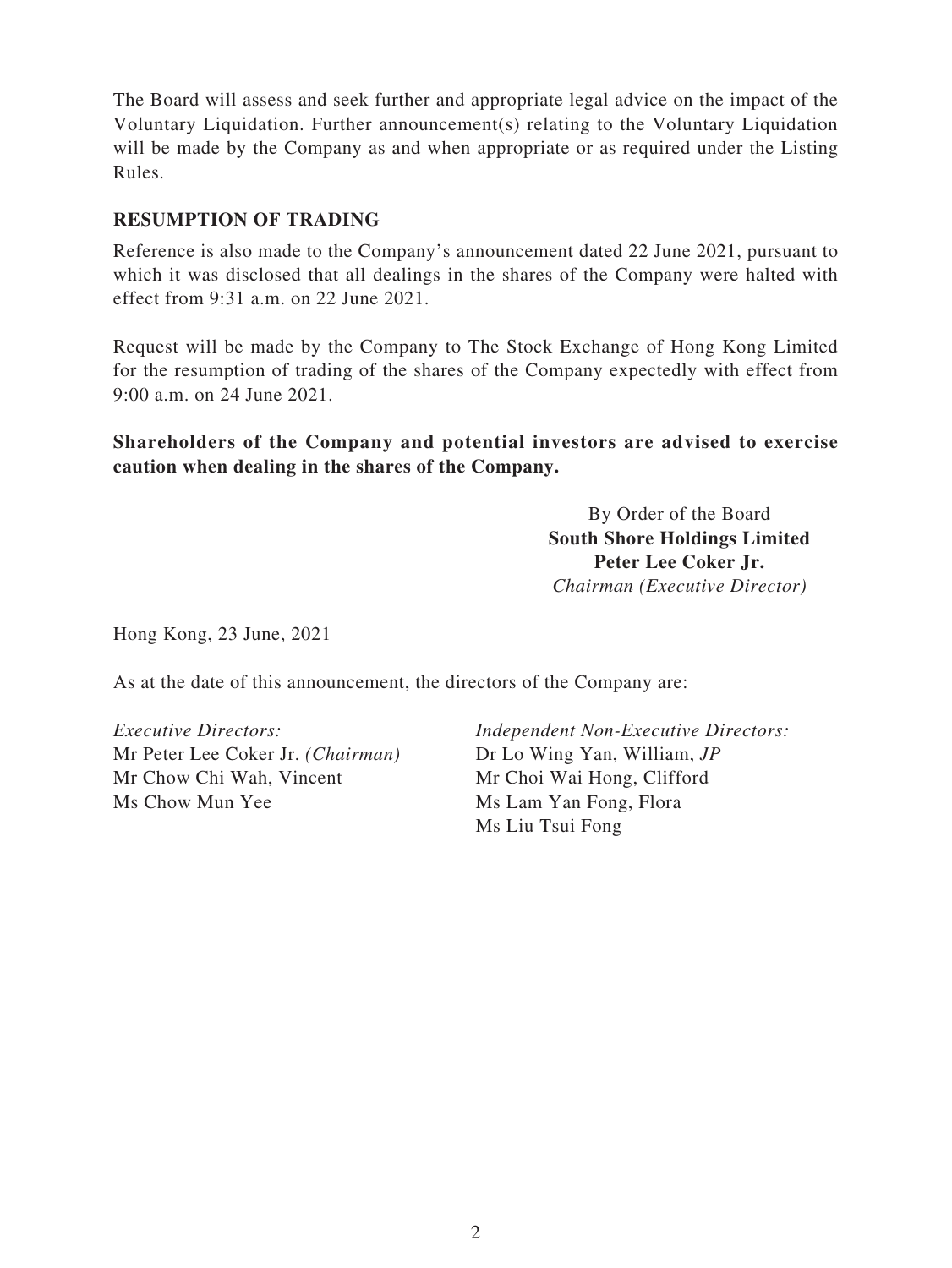The Board will assess and seek further and appropriate legal advice on the impact of the Voluntary Liquidation. Further announcement(s) relating to the Voluntary Liquidation will be made by the Company as and when appropriate or as required under the Listing Rules.

## RESUMPTION OF TRADING

Reference is also made to the Company's announcement dated 22 June 2021, pursuant to which it was disclosed that all dealings in the shares of the Company were halted with effect from 9:31 a.m. on 22 June 2021.

Request will be made by the Company to The Stock Exchange of Hong Kong Limited for the resumption of trading of the shares of the Company expectedly with effect from 9:00 a.m. on 24 June 2021.

**Shareholders of the Company and potential investors are advised to exercise caution when dealing in the shares of the Company.**

By Order of the Board
**South Shore Holdings Limited**
**Peter Lee Coker Jr.**
*Chairman (Executive Director)*

Hong Kong, 23 June, 2021

As at the date of this announcement, the directors of the Company are:

*Executive Directors:*
Mr Peter Lee Coker Jr. *(Chairman)*
Mr Chow Chi Wah, Vincent
Ms Chow Mun Yee

*Independent Non-Executive Directors:*
Dr Lo Wing Yan, William, *JP*
Mr Choi Wai Hong, Clifford
Ms Lam Yan Fong, Flora
Ms Liu Tsui Fong